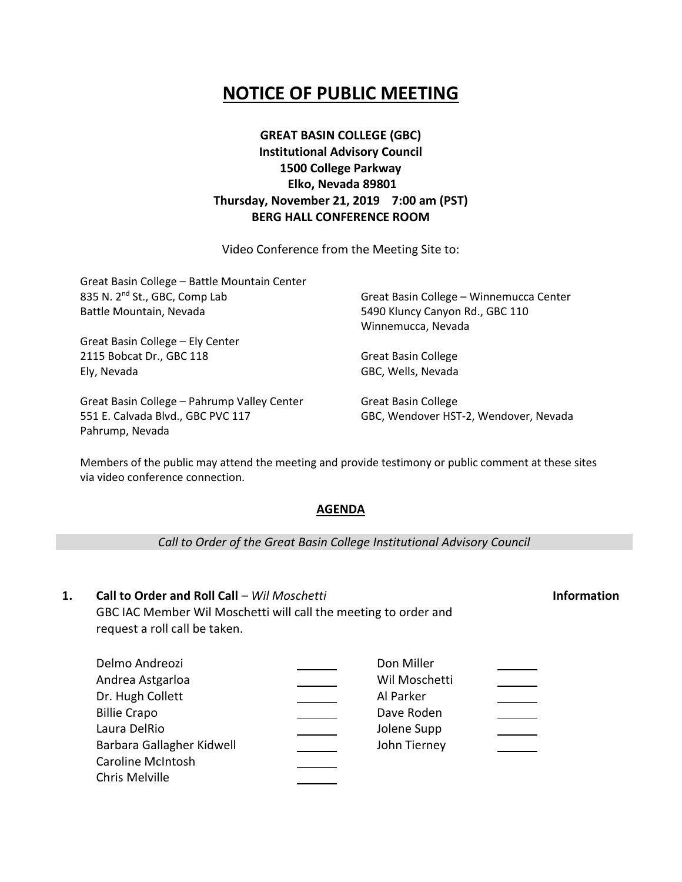# NOTICE OF PUBLIC MEETING

**GREAT BASIN COLLEGE (GBC)**
**Institutional Advisory Council**
**1500 College Parkway**
**Elko, Nevada 89801**
**Thursday, November 21, 2019 7:00 am (PST)**
**BERG HALL CONFERENCE ROOM**

Video Conference from the Meeting Site to:

Great Basin College – Battle Mountain Center
835 N. 2nd St., GBC, Comp Lab
Battle Mountain, Nevada

Great Basin College – Ely Center
2115 Bobcat Dr., GBC 118
Ely, Nevada

Great Basin College – Pahrump Valley Center
551 E. Calvada Blvd., GBC PVC 117
Pahrump, Nevada

Great Basin College – Winnemucca Center
5490 Kluncy Canyon Rd., GBC 110
Winnemucca, Nevada

Great Basin College
GBC, Wells, Nevada

Great Basin College
GBC, Wendover HST-2, Wendover, Nevada

Members of the public may attend the meeting and provide testimony or public comment at these sites via video conference connection.

## AGENDA

*Call to Order of the Great Basin College Institutional Advisory Council*

**1. Call to Order and Roll Call** – *Wil Moschetti* **Information**

GBC IAC Member Wil Moschetti will call the meeting to order and request a roll call be taken.

| | | | |
|---|---|---|---|
| Delmo Andreozi | ______ | Don Miller | ______ |
| Andrea Astgarloa | ______ | Wil Moschetti | ______ |
| Dr. Hugh Collett | ______ | Al Parker | ______ |
| Billie Crapo | ______ | Dave Roden | ______ |
| Laura DelRio | ______ | Jolene Supp | ______ |
| Barbara Gallagher Kidwell | ______ | John Tierney | ______ |
| Caroline McIntosh | ______ | | |
| Chris Melville | ______ | | |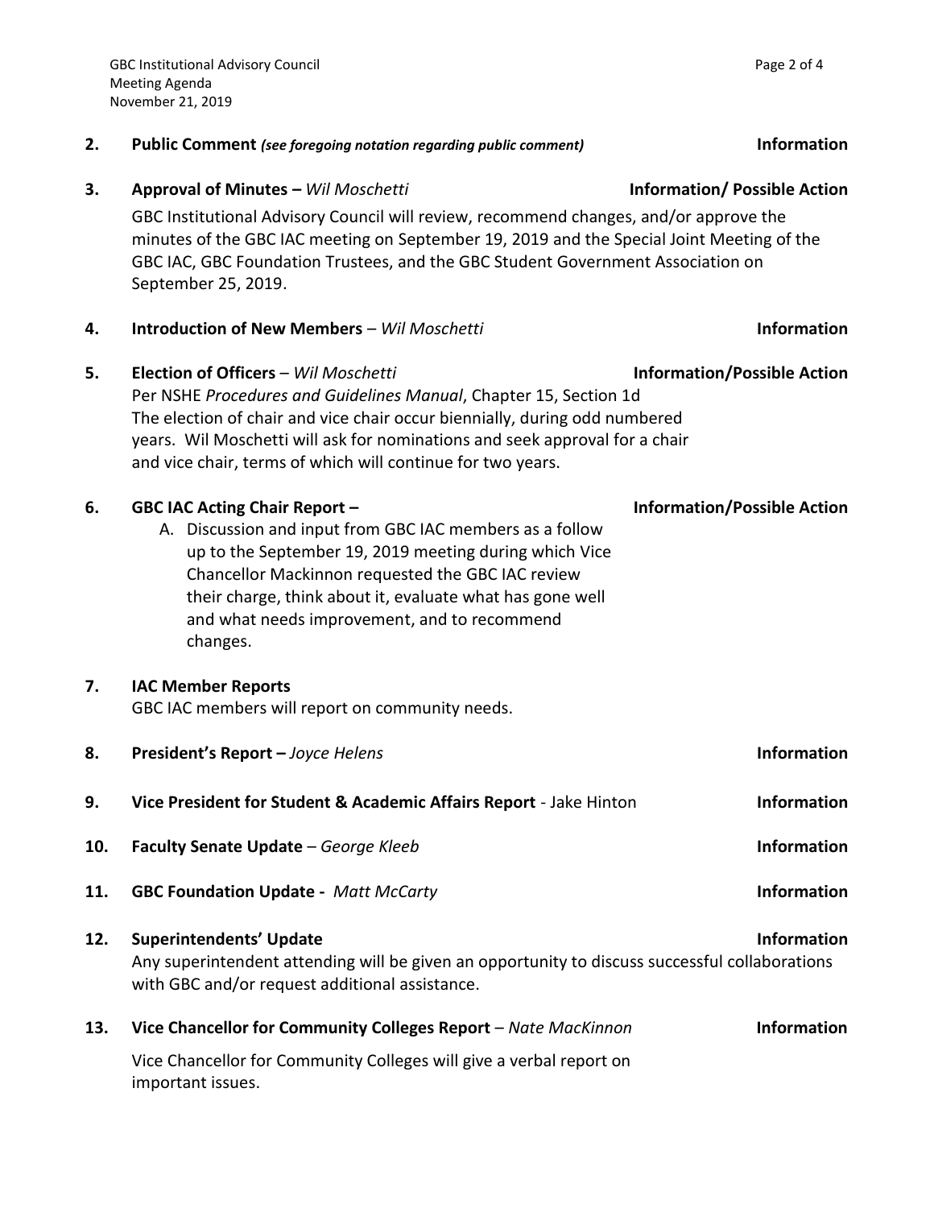**2. Public Comment** *(see foregoing notation regarding public comment)* **Information**

**3. Approval of Minutes –** *Wil Moschetti* **Information/ Possible Action**

GBC Institutional Advisory Council will review, recommend changes, and/or approve the minutes of the GBC IAC meeting on September 19, 2019 and the Special Joint Meeting of the GBC IAC, GBC Foundation Trustees, and the GBC Student Government Association on September 25, 2019.

**4. Introduction of New Members** – *Wil Moschetti* **Information**

**5. Election of Officers** – *Wil Moschetti* **Information/Possible Action**

Per NSHE *Procedures and Guidelines Manual*, Chapter 15, Section 1d
The election of chair and vice chair occur biennially, during odd numbered years. Wil Moschetti will ask for nominations and seek approval for a chair and vice chair, terms of which will continue for two years.

**6. GBC IAC Acting Chair Report –** **Information/Possible Action**

A. Discussion and input from GBC IAC members as a follow up to the September 19, 2019 meeting during which Vice Chancellor Mackinnon requested the GBC IAC review their charge, think about it, evaluate what has gone well and what needs improvement, and to recommend changes.

**7. IAC Member Reports**

GBC IAC members will report on community needs.

**8. President's Report –** *Joyce Helens* **Information**

**9. Vice President for Student & Academic Affairs Report** - Jake Hinton **Information**

**10. Faculty Senate Update** – *George Kleeb* **Information**

**11. GBC Foundation Update -** *Matt McCarty* **Information**

**12. Superintendents' Update** **Information**

Any superintendent attending will be given an opportunity to discuss successful collaborations with GBC and/or request additional assistance.

**13. Vice Chancellor for Community Colleges Report** – *Nate MacKinnon* **Information**

Vice Chancellor for Community Colleges will give a verbal report on important issues.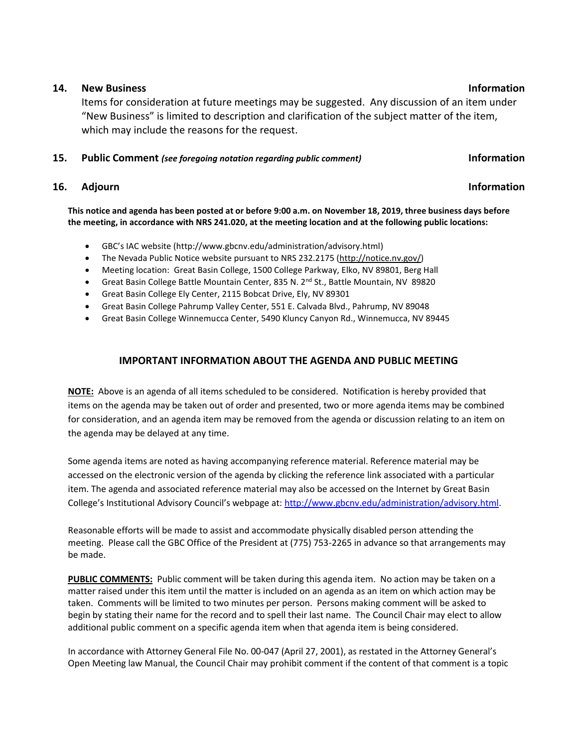**14. New Business** **Information**

Items for consideration at future meetings may be suggested. Any discussion of an item under "New Business" is limited to description and clarification of the subject matter of the item, which may include the reasons for the request.

**15. Public Comment** ***(see foregoing notation regarding public comment)*** **Information**

**16. Adjourn** **Information**

**This notice and agenda has been posted at or before 9:00 a.m. on November 18, 2019, three business days before the meeting, in accordance with NRS 241.020, at the meeting location and at the following public locations:**

- GBC's IAC website (http://www.gbcnv.edu/administration/advisory.html)
- The Nevada Public Notice website pursuant to NRS 232.2175 (http://notice.nv.gov/)
- Meeting location: Great Basin College, 1500 College Parkway, Elko, NV 89801, Berg Hall
- Great Basin College Battle Mountain Center, 835 N. 2nd St., Battle Mountain, NV 89820
- Great Basin College Ely Center, 2115 Bobcat Drive, Ely, NV 89301
- Great Basin College Pahrump Valley Center, 551 E. Calvada Blvd., Pahrump, NV 89048
- Great Basin College Winnemucca Center, 5490 Kluncy Canyon Rd., Winnemucca, NV 89445

## IMPORTANT INFORMATION ABOUT THE AGENDA AND PUBLIC MEETING

**NOTE:** Above is an agenda of all items scheduled to be considered. Notification is hereby provided that items on the agenda may be taken out of order and presented, two or more agenda items may be combined for consideration, and an agenda item may be removed from the agenda or discussion relating to an item on the agenda may be delayed at any time.

Some agenda items are noted as having accompanying reference material. Reference material may be accessed on the electronic version of the agenda by clicking the reference link associated with a particular item. The agenda and associated reference material may also be accessed on the Internet by Great Basin College's Institutional Advisory Council's webpage at: http://www.gbcnv.edu/administration/advisory.html.

Reasonable efforts will be made to assist and accommodate physically disabled person attending the meeting. Please call the GBC Office of the President at (775) 753-2265 in advance so that arrangements may be made.

**PUBLIC COMMENTS:** Public comment will be taken during this agenda item. No action may be taken on a matter raised under this item until the matter is included on an agenda as an item on which action may be taken. Comments will be limited to two minutes per person. Persons making comment will be asked to begin by stating their name for the record and to spell their last name. The Council Chair may elect to allow additional public comment on a specific agenda item when that agenda item is being considered.

In accordance with Attorney General File No. 00-047 (April 27, 2001), as restated in the Attorney General's Open Meeting law Manual, the Council Chair may prohibit comment if the content of that comment is a topic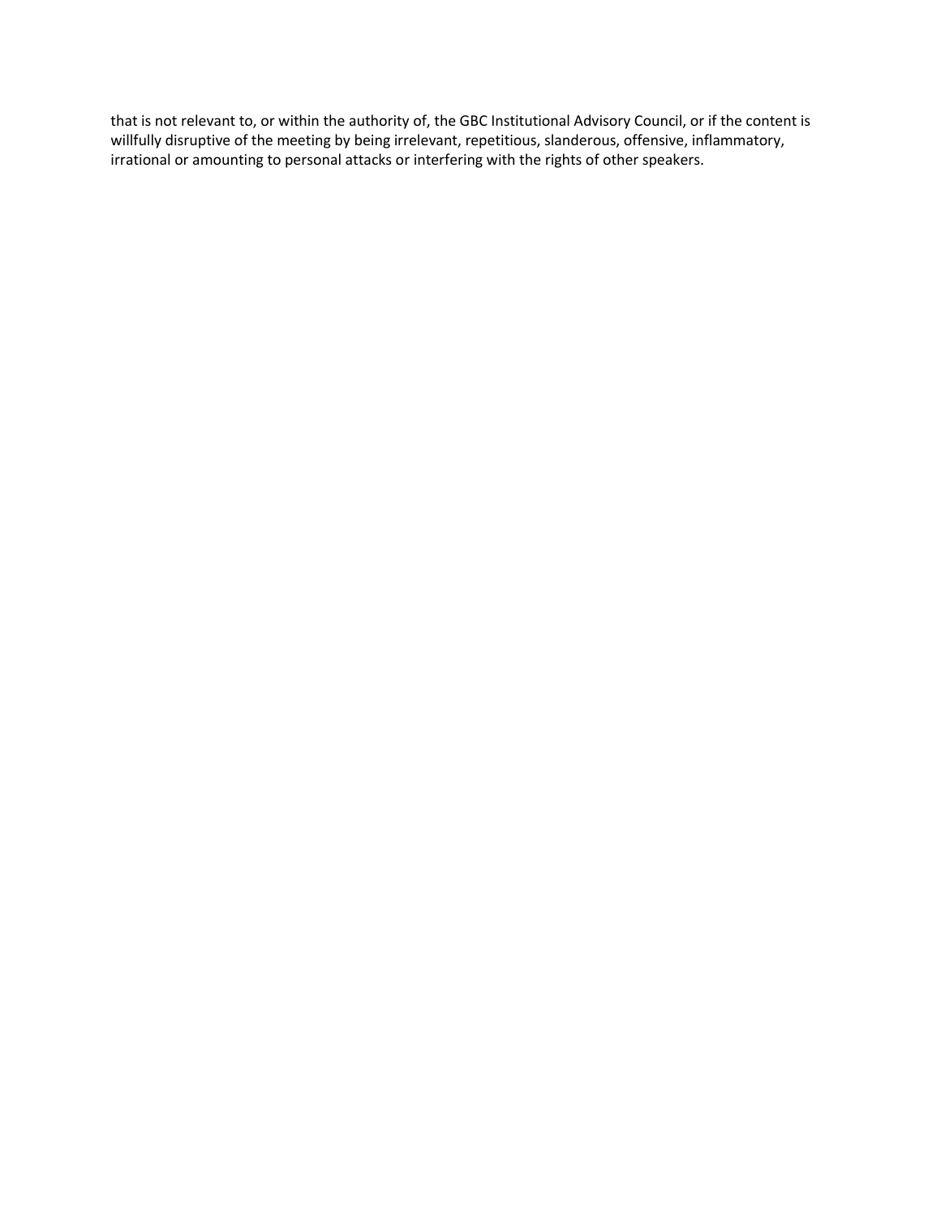that is not relevant to, or within the authority of, the GBC Institutional Advisory Council, or if the content is willfully disruptive of the meeting by being irrelevant, repetitious, slanderous, offensive, inflammatory, irrational or amounting to personal attacks or interfering with the rights of other speakers.